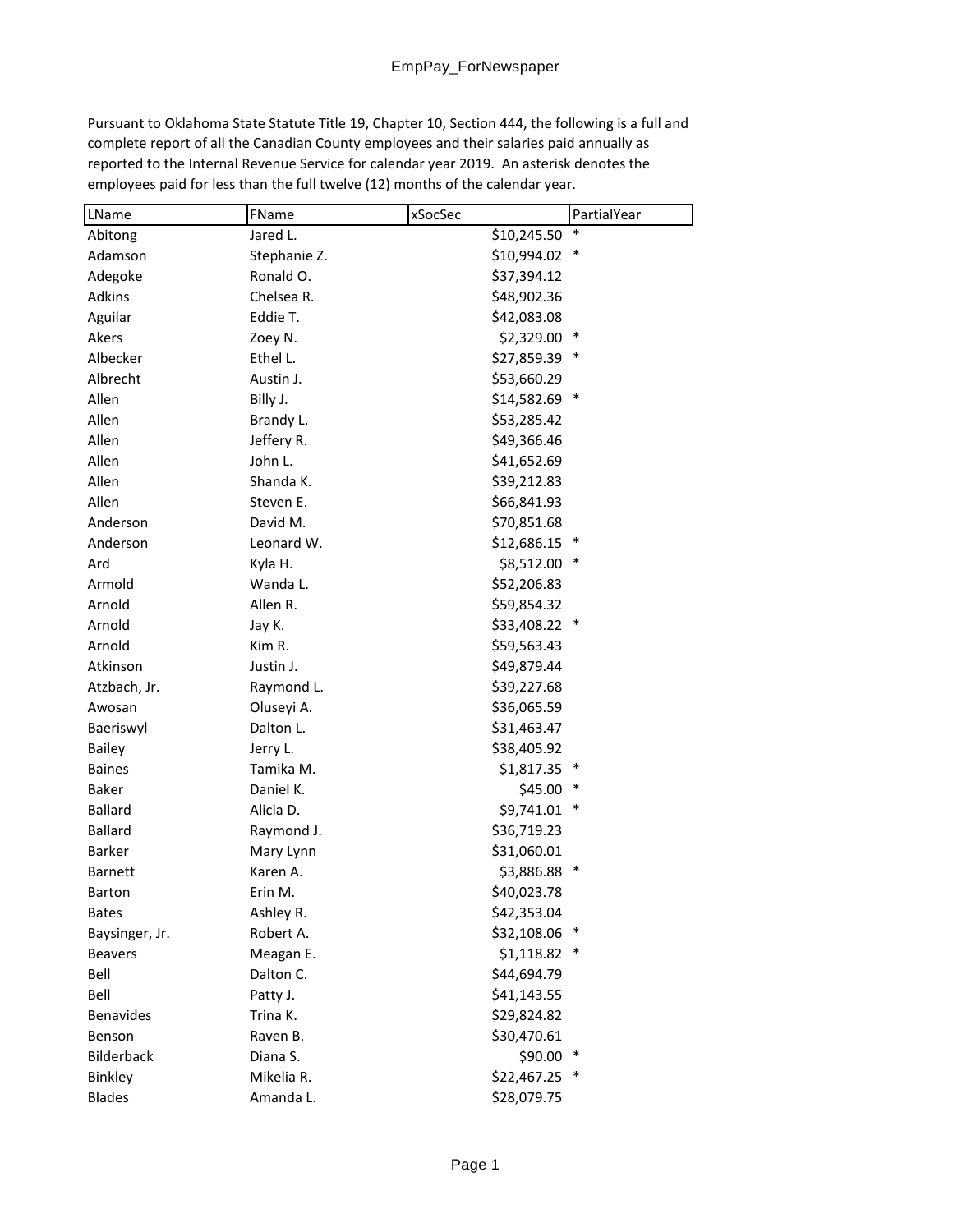Pursuant to Oklahoma State Statute Title 19, Chapter 10, Section 444, the following is a full and complete report of all the Canadian County employees and their salaries paid annually as reported to the Internal Revenue Service for calendar year 2019. An asterisk denotes the employees paid for less than the full twelve (12) months of the calendar year.

| LName | FName | xSocSec | PartialYear |
|---|---|---|---|
| Abitong | Jared L. | $10,245.50 | * |
| Adamson | Stephanie Z. | $10,994.02 | * |
| Adegoke | Ronald O. | $37,394.12 | |
| Adkins | Chelsea R. | $48,902.36 | |
| Aguilar | Eddie T. | $42,083.08 | |
| Akers | Zoey N. | $2,329.00 | * |
| Albecker | Ethel L. | $27,859.39 | * |
| Albrecht | Austin J. | $53,660.29 | |
| Allen | Billy J. | $14,582.69 | * |
| Allen | Brandy L. | $53,285.42 | |
| Allen | Jeffery R. | $49,366.46 | |
| Allen | John L. | $41,652.69 | |
| Allen | Shanda K. | $39,212.83 | |
| Allen | Steven E. | $66,841.93 | |
| Anderson | David M. | $70,851.68 | |
| Anderson | Leonard W. | $12,686.15 | * |
| Ard | Kyla H. | $8,512.00 | * |
| Armold | Wanda L. | $52,206.83 | |
| Arnold | Allen R. | $59,854.32 | |
| Arnold | Jay K. | $33,408.22 | * |
| Arnold | Kim R. | $59,563.43 | |
| Atkinson | Justin J. | $49,879.44 | |
| Atzbach, Jr. | Raymond L. | $39,227.68 | |
| Awosan | Oluseyi A. | $36,065.59 | |
| Baeriswyl | Dalton L. | $31,463.47 | |
| Bailey | Jerry L. | $38,405.92 | |
| Baines | Tamika M. | $1,817.35 | * |
| Baker | Daniel K. | $45.00 | * |
| Ballard | Alicia D. | $9,741.01 | * |
| Ballard | Raymond J. | $36,719.23 | |
| Barker | Mary Lynn | $31,060.01 | |
| Barnett | Karen A. | $3,886.88 | * |
| Barton | Erin M. | $40,023.78 | |
| Bates | Ashley R. | $42,353.04 | |
| Baysinger, Jr. | Robert A. | $32,108.06 | * |
| Beavers | Meagan E. | $1,118.82 | * |
| Bell | Dalton C. | $44,694.79 | |
| Bell | Patty J. | $41,143.55 | |
| Benavides | Trina K. | $29,824.82 | |
| Benson | Raven B. | $30,470.61 | |
| Bilderback | Diana S. | $90.00 | * |
| Binkley | Mikelia R. | $22,467.25 | * |
| Blades | Amanda L. | $28,079.75 | |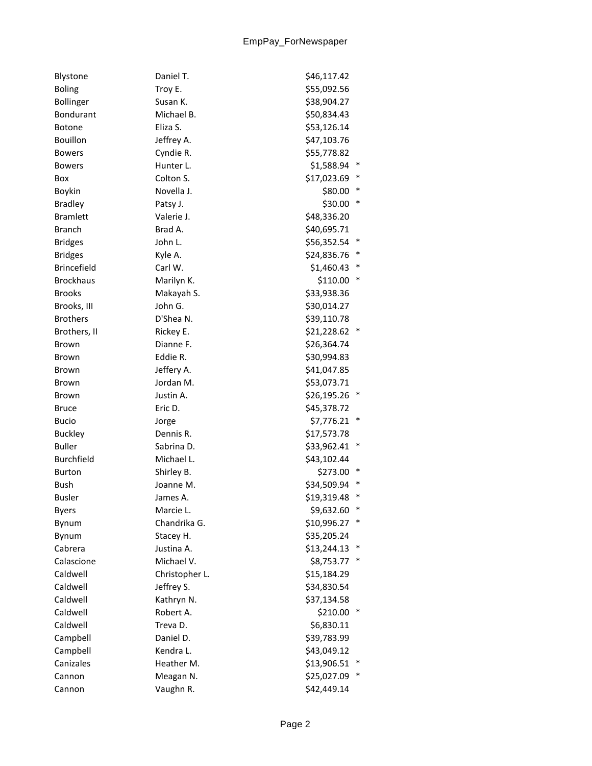| | | | |
|---|---|---|---|
| Blystone | Daniel T. | $46,117.42 | |
| Boling | Troy E. | $55,092.56 | |
| Bollinger | Susan K. | $38,904.27 | |
| Bondurant | Michael B. | $50,834.43 | |
| Botone | Eliza S. | $53,126.14 | |
| Bouillon | Jeffrey A. | $47,103.76 | |
| Bowers | Cyndie R. | $55,778.82 | |
| Bowers | Hunter L. | $1,588.94 | * |
| Box | Colton S. | $17,023.69 | * |
| Boykin | Novella J. | $80.00 | * |
| Bradley | Patsy J. | $30.00 | * |
| Bramlett | Valerie J. | $48,336.20 | |
| Branch | Brad A. | $40,695.71 | |
| Bridges | John L. | $56,352.54 | * |
| Bridges | Kyle A. | $24,836.76 | * |
| Brincefield | Carl W. | $1,460.43 | * |
| Brockhaus | Marilyn K. | $110.00 | * |
| Brooks | Makayah S. | $33,938.36 | |
| Brooks, III | John G. | $30,014.27 | |
| Brothers | D'Shea N. | $39,110.78 | |
| Brothers, II | Rickey E. | $21,228.62 | * |
| Brown | Dianne F. | $26,364.74 | |
| Brown | Eddie R. | $30,994.83 | |
| Brown | Jeffery A. | $41,047.85 | |
| Brown | Jordan M. | $53,073.71 | |
| Brown | Justin A. | $26,195.26 | * |
| Bruce | Eric D. | $45,378.72 | |
| Bucio | Jorge | $7,776.21 | * |
| Buckley | Dennis R. | $17,573.78 | |
| Buller | Sabrina D. | $33,962.41 | * |
| Burchfield | Michael L. | $43,102.44 | |
| Burton | Shirley B. | $273.00 | * |
| Bush | Joanne M. | $34,509.94 | * |
| Busler | James A. | $19,319.48 | * |
| Byers | Marcie L. | $9,632.60 | * |
| Bynum | Chandrika G. | $10,996.27 | * |
| Bynum | Stacey H. | $35,205.24 | |
| Cabrera | Justina A. | $13,244.13 | * |
| Calascione | Michael V. | $8,753.77 | * |
| Caldwell | Christopher L. | $15,184.29 | |
| Caldwell | Jeffrey S. | $34,830.54 | |
| Caldwell | Kathryn N. | $37,134.58 | |
| Caldwell | Robert A. | $210.00 | * |
| Caldwell | Treva D. | $6,830.11 | |
| Campbell | Daniel D. | $39,783.99 | |
| Campbell | Kendra L. | $43,049.12 | |
| Canizales | Heather M. | $13,906.51 | * |
| Cannon | Meagan N. | $25,027.09 | * |
| Cannon | Vaughn R. | $42,449.14 | |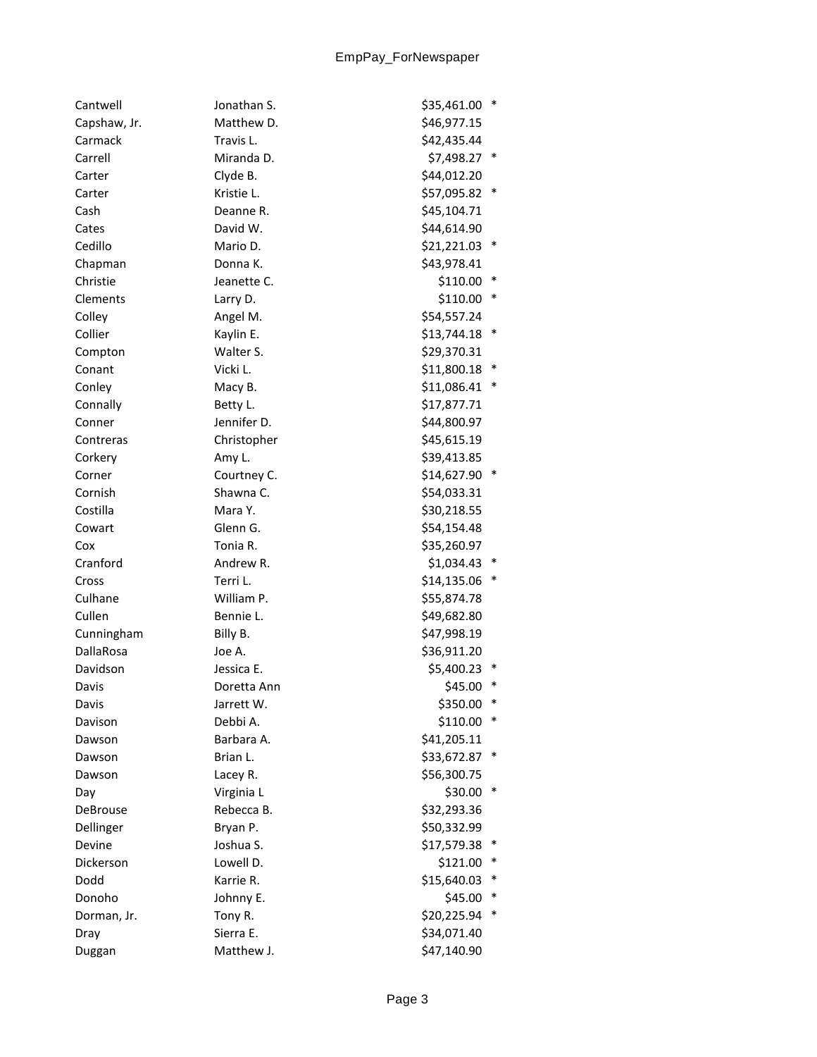| | | | |
|---|---|---|---|
| Cantwell | Jonathan S. | $35,461.00 | * |
| Capshaw, Jr. | Matthew D. | $46,977.15 | |
| Carmack | Travis L. | $42,435.44 | |
| Carrell | Miranda D. | $7,498.27 | * |
| Carter | Clyde B. | $44,012.20 | |
| Carter | Kristie L. | $57,095.82 | * |
| Cash | Deanne R. | $45,104.71 | |
| Cates | David W. | $44,614.90 | |
| Cedillo | Mario D. | $21,221.03 | * |
| Chapman | Donna K. | $43,978.41 | |
| Christie | Jeanette C. | $110.00 | * |
| Clements | Larry D. | $110.00 | * |
| Colley | Angel M. | $54,557.24 | |
| Collier | Kaylin E. | $13,744.18 | * |
| Compton | Walter S. | $29,370.31 | |
| Conant | Vicki L. | $11,800.18 | * |
| Conley | Macy B. | $11,086.41 | * |
| Connally | Betty L. | $17,877.71 | |
| Conner | Jennifer D. | $44,800.97 | |
| Contreras | Christopher | $45,615.19 | |
| Corkery | Amy L. | $39,413.85 | |
| Corner | Courtney C. | $14,627.90 | * |
| Cornish | Shawna C. | $54,033.31 | |
| Costilla | Mara Y. | $30,218.55 | |
| Cowart | Glenn G. | $54,154.48 | |
| Cox | Tonia R. | $35,260.97 | |
| Cranford | Andrew R. | $1,034.43 | * |
| Cross | Terri L. | $14,135.06 | * |
| Culhane | William P. | $55,874.78 | |
| Cullen | Bennie L. | $49,682.80 | |
| Cunningham | Billy B. | $47,998.19 | |
| DallaRosa | Joe A. | $36,911.20 | |
| Davidson | Jessica E. | $5,400.23 | * |
| Davis | Doretta Ann | $45.00 | * |
| Davis | Jarrett W. | $350.00 | * |
| Davison | Debbi A. | $110.00 | * |
| Dawson | Barbara A. | $41,205.11 | |
| Dawson | Brian L. | $33,672.87 | * |
| Dawson | Lacey R. | $56,300.75 | |
| Day | Virginia L | $30.00 | * |
| DeBrouse | Rebecca B. | $32,293.36 | |
| Dellinger | Bryan P. | $50,332.99 | |
| Devine | Joshua S. | $17,579.38 | * |
| Dickerson | Lowell D. | $121.00 | * |
| Dodd | Karrie R. | $15,640.03 | * |
| Donoho | Johnny E. | $45.00 | * |
| Dorman, Jr. | Tony R. | $20,225.94 | * |
| Dray | Sierra E. | $34,071.40 | |
| Duggan | Matthew J. | $47,140.90 | |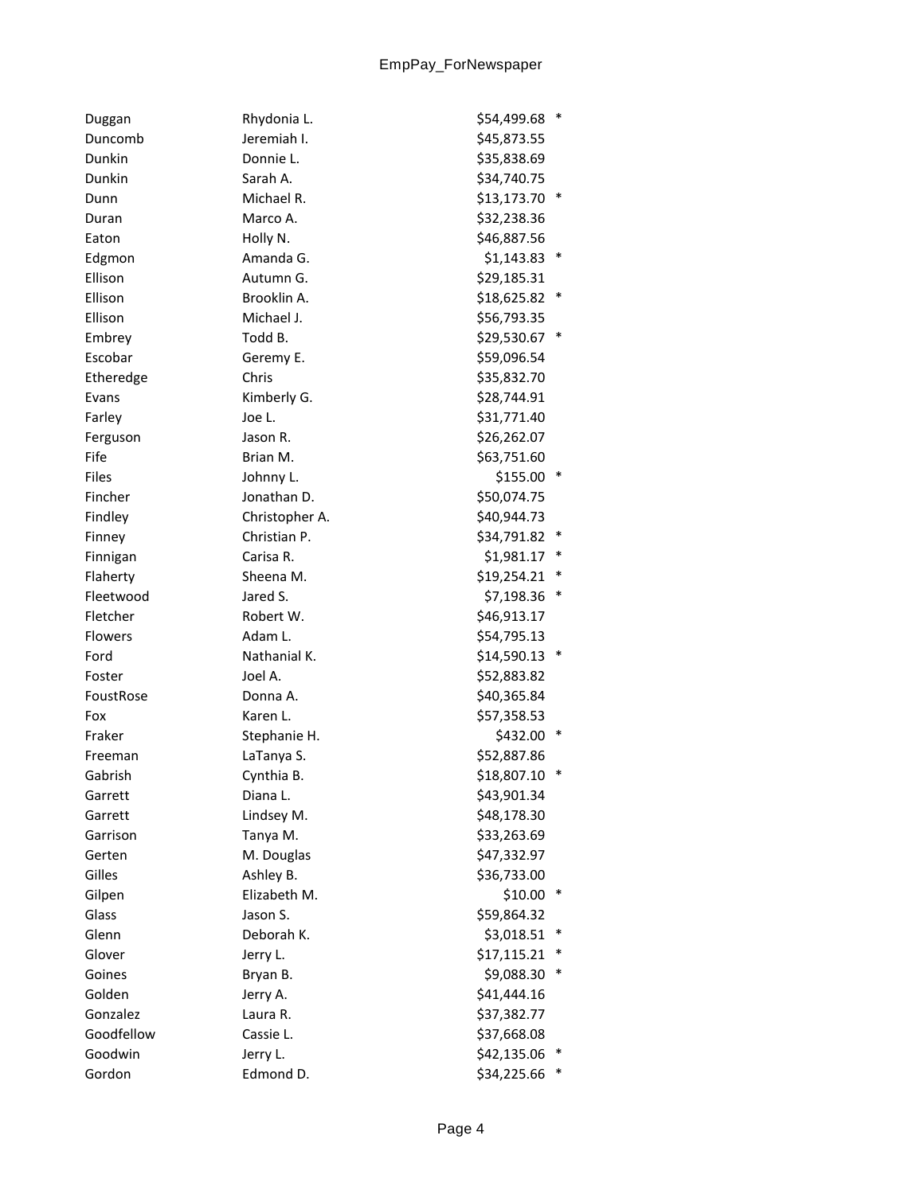| | | | |
|---|---|---|---|
| Duggan | Rhydonia L. | $54,499.68 | * |
| Duncomb | Jeremiah I. | $45,873.55 | |
| Dunkin | Donnie L. | $35,838.69 | |
| Dunkin | Sarah A. | $34,740.75 | |
| Dunn | Michael R. | $13,173.70 | * |
| Duran | Marco A. | $32,238.36 | |
| Eaton | Holly N. | $46,887.56 | |
| Edgmon | Amanda G. | $1,143.83 | * |
| Ellison | Autumn G. | $29,185.31 | |
| Ellison | Brooklin A. | $18,625.82 | * |
| Ellison | Michael J. | $56,793.35 | |
| Embrey | Todd B. | $29,530.67 | * |
| Escobar | Geremy E. | $59,096.54 | |
| Etheredge | Chris | $35,832.70 | |
| Evans | Kimberly G. | $28,744.91 | |
| Farley | Joe L. | $31,771.40 | |
| Ferguson | Jason R. | $26,262.07 | |
| Fife | Brian M. | $63,751.60 | |
| Files | Johnny L. | $155.00 | * |
| Fincher | Jonathan D. | $50,074.75 | |
| Findley | Christopher A. | $40,944.73 | |
| Finney | Christian P. | $34,791.82 | * |
| Finnigan | Carisa R. | $1,981.17 | * |
| Flaherty | Sheena M. | $19,254.21 | * |
| Fleetwood | Jared S. | $7,198.36 | * |
| Fletcher | Robert W. | $46,913.17 | |
| Flowers | Adam L. | $54,795.13 | |
| Ford | Nathanial K. | $14,590.13 | * |
| Foster | Joel A. | $52,883.82 | |
| FoustRose | Donna A. | $40,365.84 | |
| Fox | Karen L. | $57,358.53 | |
| Fraker | Stephanie H. | $432.00 | * |
| Freeman | LaTanya S. | $52,887.86 | |
| Gabrish | Cynthia B. | $18,807.10 | * |
| Garrett | Diana L. | $43,901.34 | |
| Garrett | Lindsey M. | $48,178.30 | |
| Garrison | Tanya M. | $33,263.69 | |
| Gerten | M. Douglas | $47,332.97 | |
| Gilles | Ashley B. | $36,733.00 | |
| Gilpen | Elizabeth M. | $10.00 | * |
| Glass | Jason S. | $59,864.32 | |
| Glenn | Deborah K. | $3,018.51 | * |
| Glover | Jerry L. | $17,115.21 | * |
| Goines | Bryan B. | $9,088.30 | * |
| Golden | Jerry A. | $41,444.16 | |
| Gonzalez | Laura R. | $37,382.77 | |
| Goodfellow | Cassie L. | $37,668.08 | |
| Goodwin | Jerry L. | $42,135.06 | * |
| Gordon | Edmond D. | $34,225.66 | * |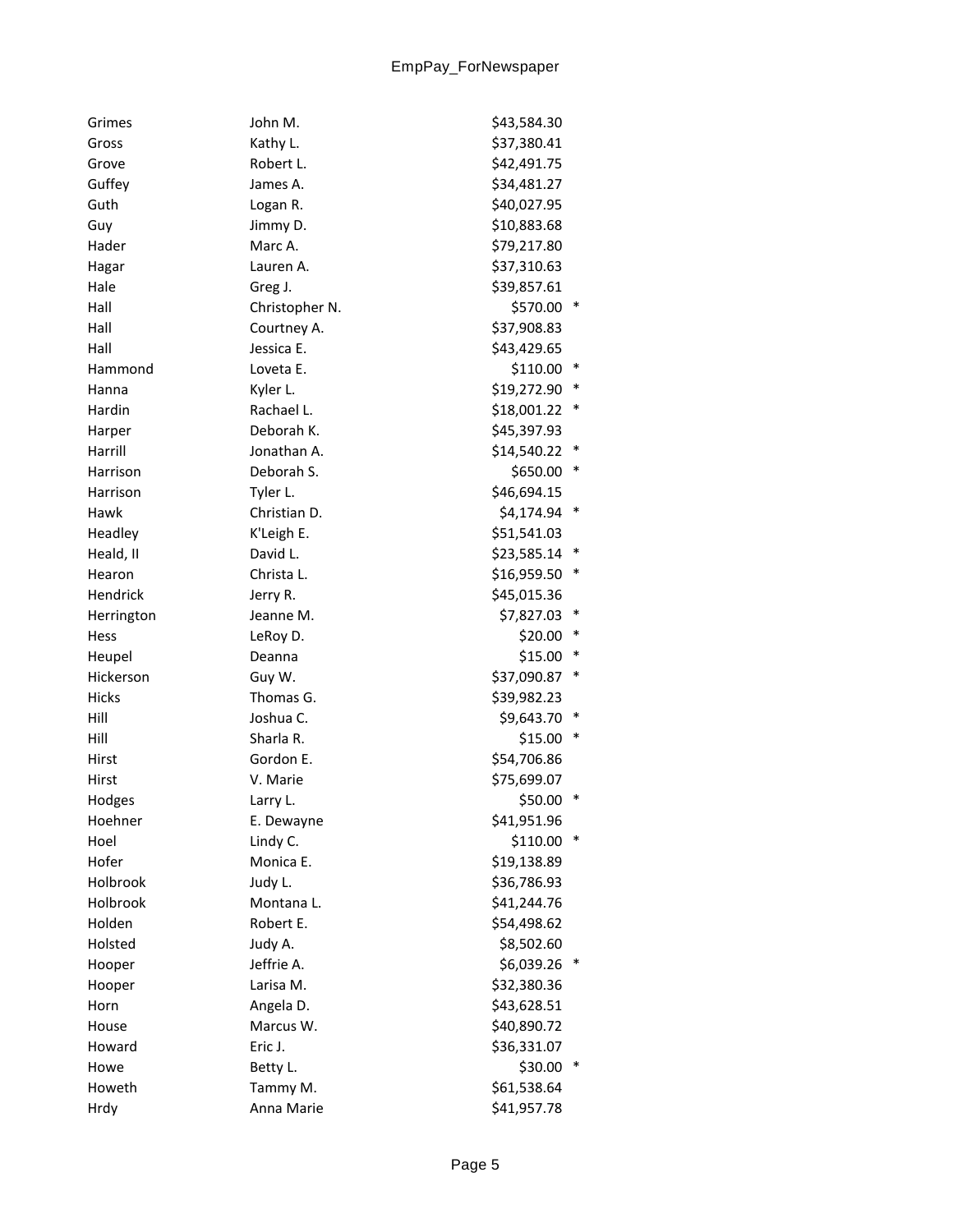| | | | |
|---|---|---|---|
| Grimes | John M. | $43,584.30 | |
| Gross | Kathy L. | $37,380.41 | |
| Grove | Robert L. | $42,491.75 | |
| Guffey | James A. | $34,481.27 | |
| Guth | Logan R. | $40,027.95 | |
| Guy | Jimmy D. | $10,883.68 | |
| Hader | Marc A. | $79,217.80 | |
| Hagar | Lauren A. | $37,310.63 | |
| Hale | Greg J. | $39,857.61 | |
| Hall | Christopher N. | $570.00 | * |
| Hall | Courtney A. | $37,908.83 | |
| Hall | Jessica E. | $43,429.65 | |
| Hammond | Loveta E. | $110.00 | * |
| Hanna | Kyler L. | $19,272.90 | * |
| Hardin | Rachael L. | $18,001.22 | * |
| Harper | Deborah K. | $45,397.93 | |
| Harrill | Jonathan A. | $14,540.22 | * |
| Harrison | Deborah S. | $650.00 | * |
| Harrison | Tyler L. | $46,694.15 | |
| Hawk | Christian D. | $4,174.94 | * |
| Headley | K'Leigh E. | $51,541.03 | |
| Heald, II | David L. | $23,585.14 | * |
| Hearon | Christa L. | $16,959.50 | * |
| Hendrick | Jerry R. | $45,015.36 | |
| Herrington | Jeanne M. | $7,827.03 | * |
| Hess | LeRoy D. | $20.00 | * |
| Heupel | Deanna | $15.00 | * |
| Hickerson | Guy W. | $37,090.87 | * |
| Hicks | Thomas G. | $39,982.23 | |
| Hill | Joshua C. | $9,643.70 | * |
| Hill | Sharla R. | $15.00 | * |
| Hirst | Gordon E. | $54,706.86 | |
| Hirst | V. Marie | $75,699.07 | |
| Hodges | Larry L. | $50.00 | * |
| Hoehner | E. Dewayne | $41,951.96 | |
| Hoel | Lindy C. | $110.00 | * |
| Hofer | Monica E. | $19,138.89 | |
| Holbrook | Judy L. | $36,786.93 | |
| Holbrook | Montana L. | $41,244.76 | |
| Holden | Robert E. | $54,498.62 | |
| Holsted | Judy A. | $8,502.60 | |
| Hooper | Jeffrie A. | $6,039.26 | * |
| Hooper | Larisa M. | $32,380.36 | |
| Horn | Angela D. | $43,628.51 | |
| House | Marcus W. | $40,890.72 | |
| Howard | Eric J. | $36,331.07 | |
| Howe | Betty L. | $30.00 | * |
| Howeth | Tammy M. | $61,538.64 | |
| Hrdy | Anna Marie | $41,957.78 | |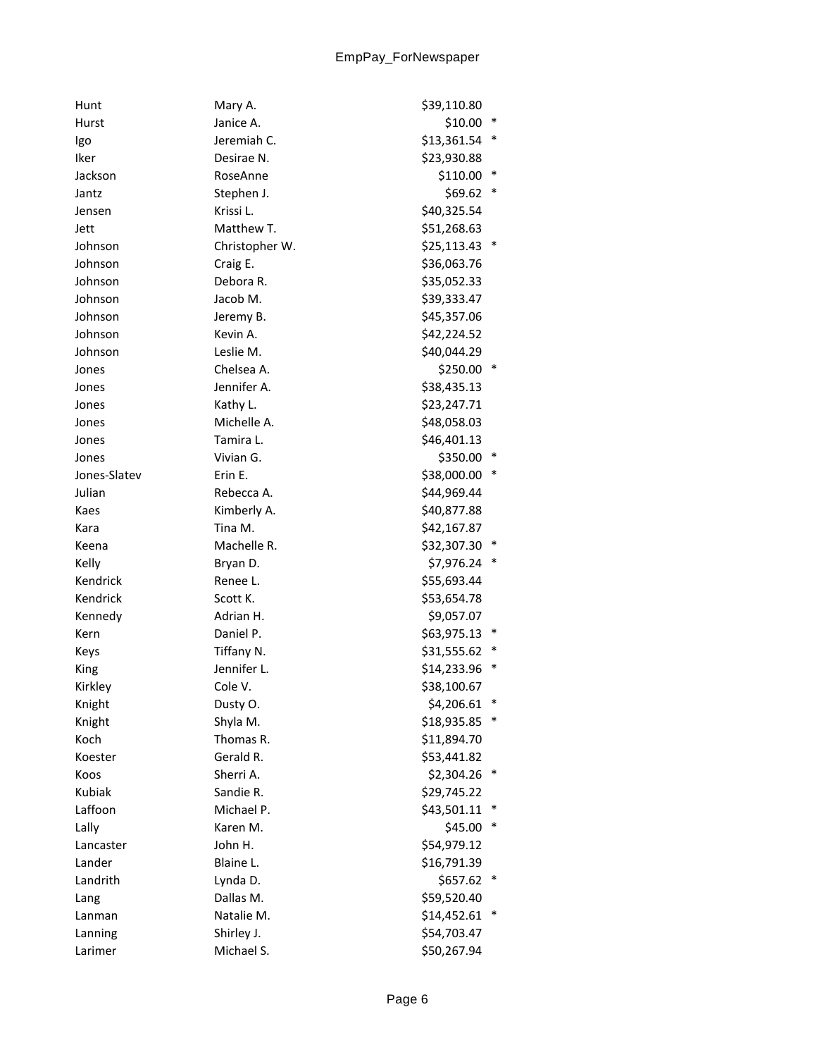| | | | |
|---|---|---|---|
| Hunt | Mary A. | $39,110.80 | |
| Hurst | Janice A. | $10.00 | * |
| Igo | Jeremiah C. | $13,361.54 | * |
| Iker | Desirae N. | $23,930.88 | |
| Jackson | RoseAnne | $110.00 | * |
| Jantz | Stephen J. | $69.62 | * |
| Jensen | Krissi L. | $40,325.54 | |
| Jett | Matthew T. | $51,268.63 | |
| Johnson | Christopher W. | $25,113.43 | * |
| Johnson | Craig E. | $36,063.76 | |
| Johnson | Debora R. | $35,052.33 | |
| Johnson | Jacob M. | $39,333.47 | |
| Johnson | Jeremy B. | $45,357.06 | |
| Johnson | Kevin A. | $42,224.52 | |
| Johnson | Leslie M. | $40,044.29 | |
| Jones | Chelsea A. | $250.00 | * |
| Jones | Jennifer A. | $38,435.13 | |
| Jones | Kathy L. | $23,247.71 | |
| Jones | Michelle A. | $48,058.03 | |
| Jones | Tamira L. | $46,401.13 | |
| Jones | Vivian G. | $350.00 | * |
| Jones-Slatev | Erin E. | $38,000.00 | * |
| Julian | Rebecca A. | $44,969.44 | |
| Kaes | Kimberly A. | $40,877.88 | |
| Kara | Tina M. | $42,167.87 | |
| Keena | Machelle R. | $32,307.30 | * |
| Kelly | Bryan D. | $7,976.24 | * |
| Kendrick | Renee L. | $55,693.44 | |
| Kendrick | Scott K. | $53,654.78 | |
| Kennedy | Adrian H. | $9,057.07 | |
| Kern | Daniel P. | $63,975.13 | * |
| Keys | Tiffany N. | $31,555.62 | * |
| King | Jennifer L. | $14,233.96 | * |
| Kirkley | Cole V. | $38,100.67 | |
| Knight | Dusty O. | $4,206.61 | * |
| Knight | Shyla M. | $18,935.85 | * |
| Koch | Thomas R. | $11,894.70 | |
| Koester | Gerald R. | $53,441.82 | |
| Koos | Sherri A. | $2,304.26 | * |
| Kubiak | Sandie R. | $29,745.22 | |
| Laffoon | Michael P. | $43,501.11 | * |
| Lally | Karen M. | $45.00 | * |
| Lancaster | John H. | $54,979.12 | |
| Lander | Blaine L. | $16,791.39 | |
| Landrith | Lynda D. | $657.62 | * |
| Lang | Dallas M. | $59,520.40 | |
| Lanman | Natalie M. | $14,452.61 | * |
| Lanning | Shirley J. | $54,703.47 | |
| Larimer | Michael S. | $50,267.94 | |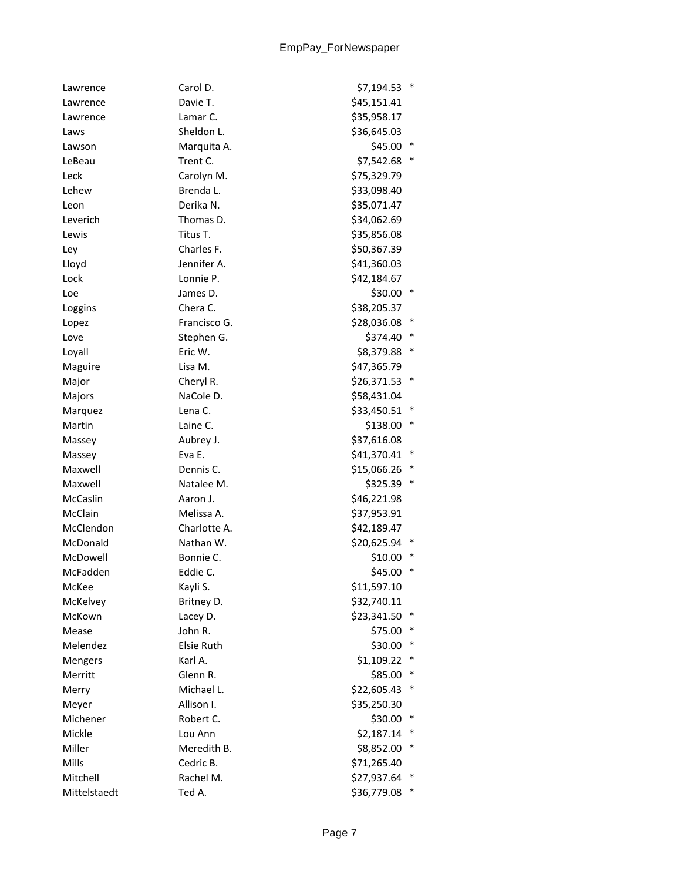| | | | |
|---|---|---|---|
| Lawrence | Carol D. | $7,194.53 | * |
| Lawrence | Davie T. | $45,151.41 | |
| Lawrence | Lamar C. | $35,958.17 | |
| Laws | Sheldon L. | $36,645.03 | |
| Lawson | Marquita A. | $45.00 | * |
| LeBeau | Trent C. | $7,542.68 | * |
| Leck | Carolyn M. | $75,329.79 | |
| Lehew | Brenda L. | $33,098.40 | |
| Leon | Derika N. | $35,071.47 | |
| Leverich | Thomas D. | $34,062.69 | |
| Lewis | Titus T. | $35,856.08 | |
| Ley | Charles F. | $50,367.39 | |
| Lloyd | Jennifer A. | $41,360.03 | |
| Lock | Lonnie P. | $42,184.67 | |
| Loe | James D. | $30.00 | * |
| Loggins | Chera C. | $38,205.37 | |
| Lopez | Francisco G. | $28,036.08 | * |
| Love | Stephen G. | $374.40 | * |
| Loyall | Eric W. | $8,379.88 | * |
| Maguire | Lisa M. | $47,365.79 | |
| Major | Cheryl R. | $26,371.53 | * |
| Majors | NaCole D. | $58,431.04 | |
| Marquez | Lena C. | $33,450.51 | * |
| Martin | Laine C. | $138.00 | * |
| Massey | Aubrey J. | $37,616.08 | |
| Massey | Eva E. | $41,370.41 | * |
| Maxwell | Dennis C. | $15,066.26 | * |
| Maxwell | Natalee M. | $325.39 | * |
| McCaslin | Aaron J. | $46,221.98 | |
| McClain | Melissa A. | $37,953.91 | |
| McClendon | Charlotte A. | $42,189.47 | |
| McDonald | Nathan W. | $20,625.94 | * |
| McDowell | Bonnie C. | $10.00 | * |
| McFadden | Eddie C. | $45.00 | * |
| McKee | Kayli S. | $11,597.10 | |
| McKelvey | Britney D. | $32,740.11 | |
| McKown | Lacey D. | $23,341.50 | * |
| Mease | John R. | $75.00 | * |
| Melendez | Elsie Ruth | $30.00 | * |
| Mengers | Karl A. | $1,109.22 | * |
| Merritt | Glenn R. | $85.00 | * |
| Merry | Michael L. | $22,605.43 | * |
| Meyer | Allison I. | $35,250.30 | |
| Michener | Robert C. | $30.00 | * |
| Mickle | Lou Ann | $2,187.14 | * |
| Miller | Meredith B. | $8,852.00 | * |
| Mills | Cedric B. | $71,265.40 | |
| Mitchell | Rachel M. | $27,937.64 | * |
| Mittelstaedt | Ted A. | $36,779.08 | * |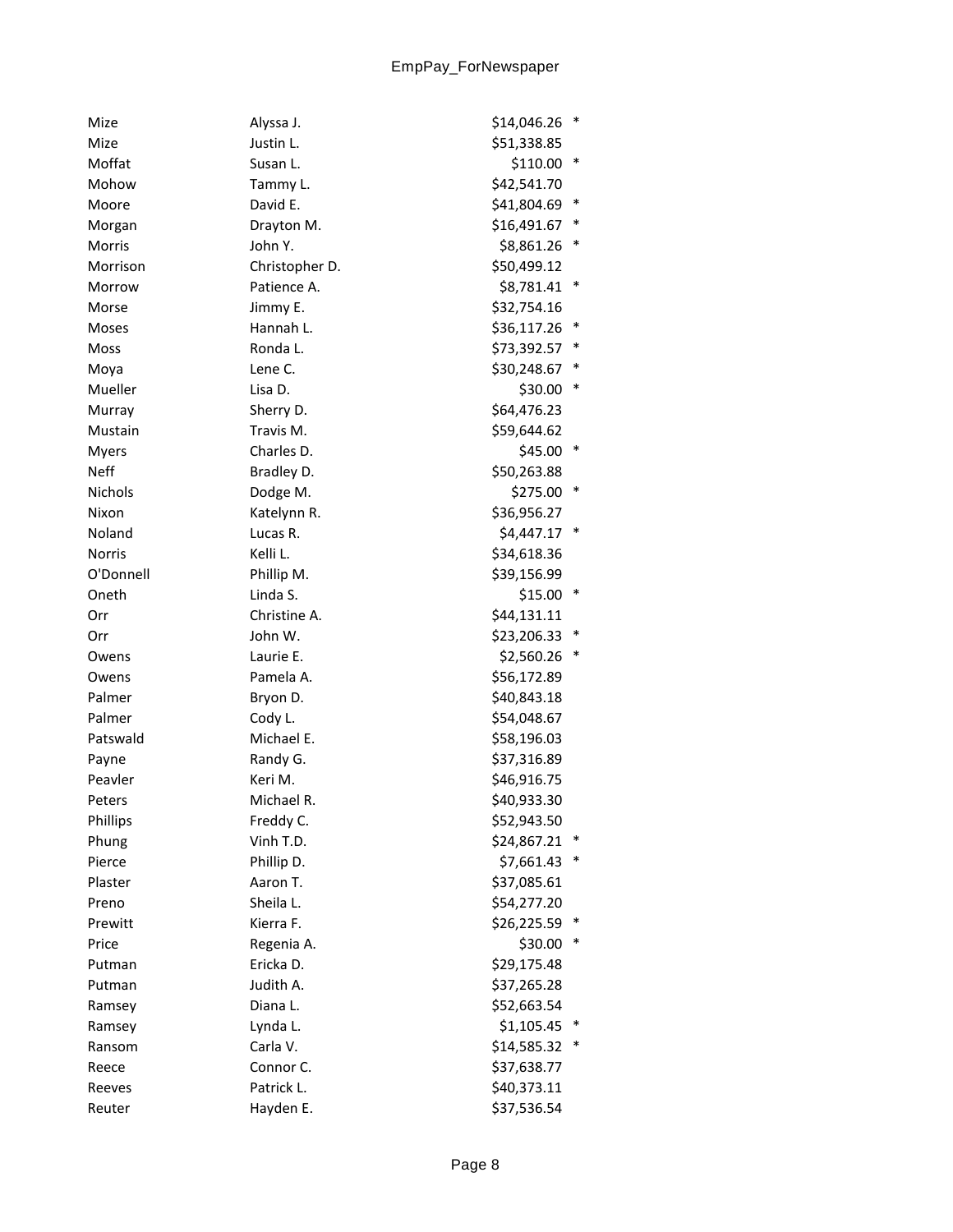| | | | |
|---|---|---|---|
| Mize | Alyssa J. | $14,046.26 | * |
| Mize | Justin L. | $51,338.85 | |
| Moffat | Susan L. | $110.00 | * |
| Mohow | Tammy L. | $42,541.70 | |
| Moore | David E. | $41,804.69 | * |
| Morgan | Drayton M. | $16,491.67 | * |
| Morris | John Y. | $8,861.26 | * |
| Morrison | Christopher D. | $50,499.12 | |
| Morrow | Patience A. | $8,781.41 | * |
| Morse | Jimmy E. | $32,754.16 | |
| Moses | Hannah L. | $36,117.26 | * |
| Moss | Ronda L. | $73,392.57 | * |
| Moya | Lene C. | $30,248.67 | * |
| Mueller | Lisa D. | $30.00 | * |
| Murray | Sherry D. | $64,476.23 | |
| Mustain | Travis M. | $59,644.62 | |
| Myers | Charles D. | $45.00 | * |
| Neff | Bradley D. | $50,263.88 | |
| Nichols | Dodge M. | $275.00 | * |
| Nixon | Katelynn R. | $36,956.27 | |
| Noland | Lucas R. | $4,447.17 | * |
| Norris | Kelli L. | $34,618.36 | |
| O'Donnell | Phillip M. | $39,156.99 | |
| Oneth | Linda S. | $15.00 | * |
| Orr | Christine A. | $44,131.11 | |
| Orr | John W. | $23,206.33 | * |
| Owens | Laurie E. | $2,560.26 | * |
| Owens | Pamela A. | $56,172.89 | |
| Palmer | Bryon D. | $40,843.18 | |
| Palmer | Cody L. | $54,048.67 | |
| Patswald | Michael E. | $58,196.03 | |
| Payne | Randy G. | $37,316.89 | |
| Peavler | Keri M. | $46,916.75 | |
| Peters | Michael R. | $40,933.30 | |
| Phillips | Freddy C. | $52,943.50 | |
| Phung | Vinh T.D. | $24,867.21 | * |
| Pierce | Phillip D. | $7,661.43 | * |
| Plaster | Aaron T. | $37,085.61 | |
| Preno | Sheila L. | $54,277.20 | |
| Prewitt | Kierra F. | $26,225.59 | * |
| Price | Regenia A. | $30.00 | * |
| Putman | Ericka D. | $29,175.48 | |
| Putman | Judith A. | $37,265.28 | |
| Ramsey | Diana L. | $52,663.54 | |
| Ramsey | Lynda L. | $1,105.45 | * |
| Ransom | Carla V. | $14,585.32 | * |
| Reece | Connor C. | $37,638.77 | |
| Reeves | Patrick L. | $40,373.11 | |
| Reuter | Hayden E. | $37,536.54 | |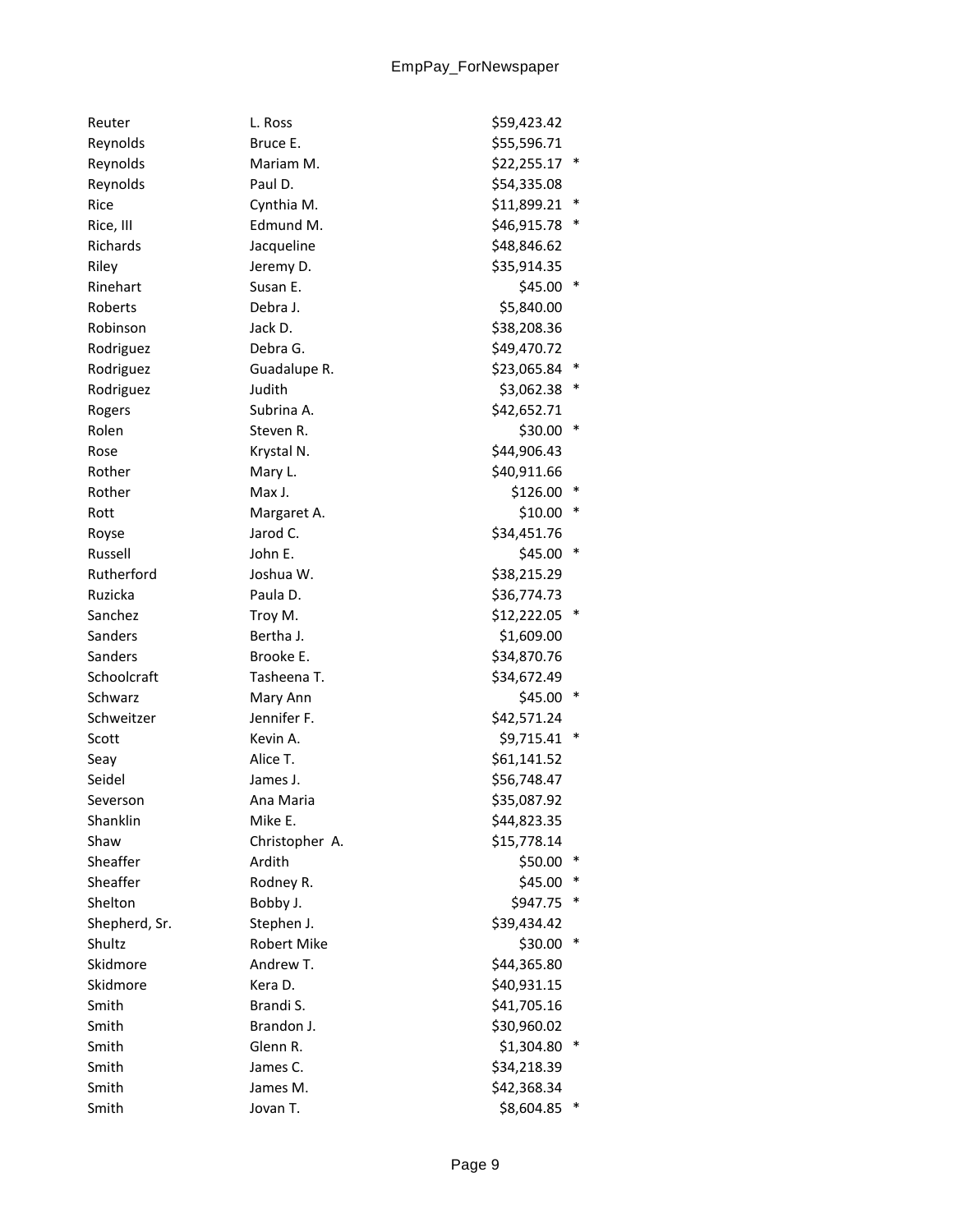| | | | |
|---|---|---|---|
| Reuter | L. Ross | $59,423.42 | |
| Reynolds | Bruce E. | $55,596.71 | |
| Reynolds | Mariam M. | $22,255.17 | * |
| Reynolds | Paul D. | $54,335.08 | |
| Rice | Cynthia M. | $11,899.21 | * |
| Rice, III | Edmund M. | $46,915.78 | * |
| Richards | Jacqueline | $48,846.62 | |
| Riley | Jeremy D. | $35,914.35 | |
| Rinehart | Susan E. | $45.00 | * |
| Roberts | Debra J. | $5,840.00 | |
| Robinson | Jack D. | $38,208.36 | |
| Rodriguez | Debra G. | $49,470.72 | |
| Rodriguez | Guadalupe R. | $23,065.84 | * |
| Rodriguez | Judith | $3,062.38 | * |
| Rogers | Subrina A. | $42,652.71 | |
| Rolen | Steven R. | $30.00 | * |
| Rose | Krystal N. | $44,906.43 | |
| Rother | Mary L. | $40,911.66 | |
| Rother | Max J. | $126.00 | * |
| Rott | Margaret A. | $10.00 | * |
| Royse | Jarod C. | $34,451.76 | |
| Russell | John E. | $45.00 | * |
| Rutherford | Joshua W. | $38,215.29 | |
| Ruzicka | Paula D. | $36,774.73 | |
| Sanchez | Troy M. | $12,222.05 | * |
| Sanders | Bertha J. | $1,609.00 | |
| Sanders | Brooke E. | $34,870.76 | |
| Schoolcraft | Tasheena T. | $34,672.49 | |
| Schwarz | Mary Ann | $45.00 | * |
| Schweitzer | Jennifer F. | $42,571.24 | |
| Scott | Kevin A. | $9,715.41 | * |
| Seay | Alice T. | $61,141.52 | |
| Seidel | James J. | $56,748.47 | |
| Severson | Ana Maria | $35,087.92 | |
| Shanklin | Mike E. | $44,823.35 | |
| Shaw | Christopher A. | $15,778.14 | |
| Sheaffer | Ardith | $50.00 | * |
| Sheaffer | Rodney R. | $45.00 | * |
| Shelton | Bobby J. | $947.75 | * |
| Shepherd, Sr. | Stephen J. | $39,434.42 | |
| Shultz | Robert Mike | $30.00 | * |
| Skidmore | Andrew T. | $44,365.80 | |
| Skidmore | Kera D. | $40,931.15 | |
| Smith | Brandi S. | $41,705.16 | |
| Smith | Brandon J. | $30,960.02 | |
| Smith | Glenn R. | $1,304.80 | * |
| Smith | James C. | $34,218.39 | |
| Smith | James M. | $42,368.34 | |
| Smith | Jovan T. | $8,604.85 | * |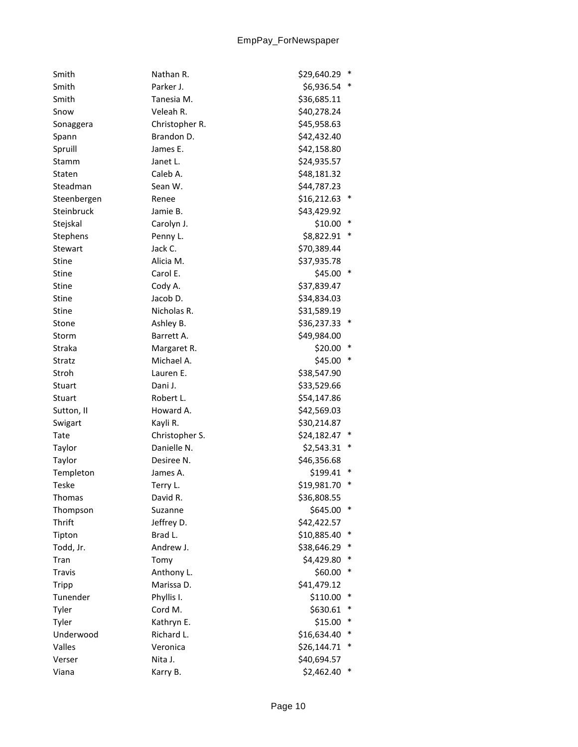| | | | |
|---|---|---|---|
| Smith | Nathan R. | $29,640.29 | * |
| Smith | Parker J. | $6,936.54 | * |
| Smith | Tanesia M. | $36,685.11 | |
| Snow | Veleah R. | $40,278.24 | |
| Sonaggera | Christopher R. | $45,958.63 | |
| Spann | Brandon D. | $42,432.40 | |
| Spruill | James E. | $42,158.80 | |
| Stamm | Janet L. | $24,935.57 | |
| Staten | Caleb A. | $48,181.32 | |
| Steadman | Sean W. | $44,787.23 | |
| Steenbergen | Renee | $16,212.63 | * |
| Steinbruck | Jamie B. | $43,429.92 | |
| Stejskal | Carolyn J. | $10.00 | * |
| Stephens | Penny L. | $8,822.91 | * |
| Stewart | Jack C. | $70,389.44 | |
| Stine | Alicia M. | $37,935.78 | |
| Stine | Carol E. | $45.00 | * |
| Stine | Cody A. | $37,839.47 | |
| Stine | Jacob D. | $34,834.03 | |
| Stine | Nicholas R. | $31,589.19 | |
| Stone | Ashley B. | $36,237.33 | * |
| Storm | Barrett A. | $49,984.00 | |
| Straka | Margaret R. | $20.00 | * |
| Stratz | Michael A. | $45.00 | * |
| Stroh | Lauren E. | $38,547.90 | |
| Stuart | Dani J. | $33,529.66 | |
| Stuart | Robert L. | $54,147.86 | |
| Sutton, II | Howard A. | $42,569.03 | |
| Swigart | Kayli R. | $30,214.87 | |
| Tate | Christopher S. | $24,182.47 | * |
| Taylor | Danielle N. | $2,543.31 | * |
| Taylor | Desiree N. | $46,356.68 | |
| Templeton | James A. | $199.41 | * |
| Teske | Terry L. | $19,981.70 | * |
| Thomas | David R. | $36,808.55 | |
| Thompson | Suzanne | $645.00 | * |
| Thrift | Jeffrey D. | $42,422.57 | |
| Tipton | Brad L. | $10,885.40 | * |
| Todd, Jr. | Andrew J. | $38,646.29 | * |
| Tran | Tomy | $4,429.80 | * |
| Travis | Anthony L. | $60.00 | * |
| Tripp | Marissa D. | $41,479.12 | |
| Tunender | Phyllis I. | $110.00 | * |
| Tyler | Cord M. | $630.61 | * |
| Tyler | Kathryn E. | $15.00 | * |
| Underwood | Richard L. | $16,634.40 | * |
| Valles | Veronica | $26,144.71 | * |
| Verser | Nita J. | $40,694.57 | |
| Viana | Karry B. | $2,462.40 | * |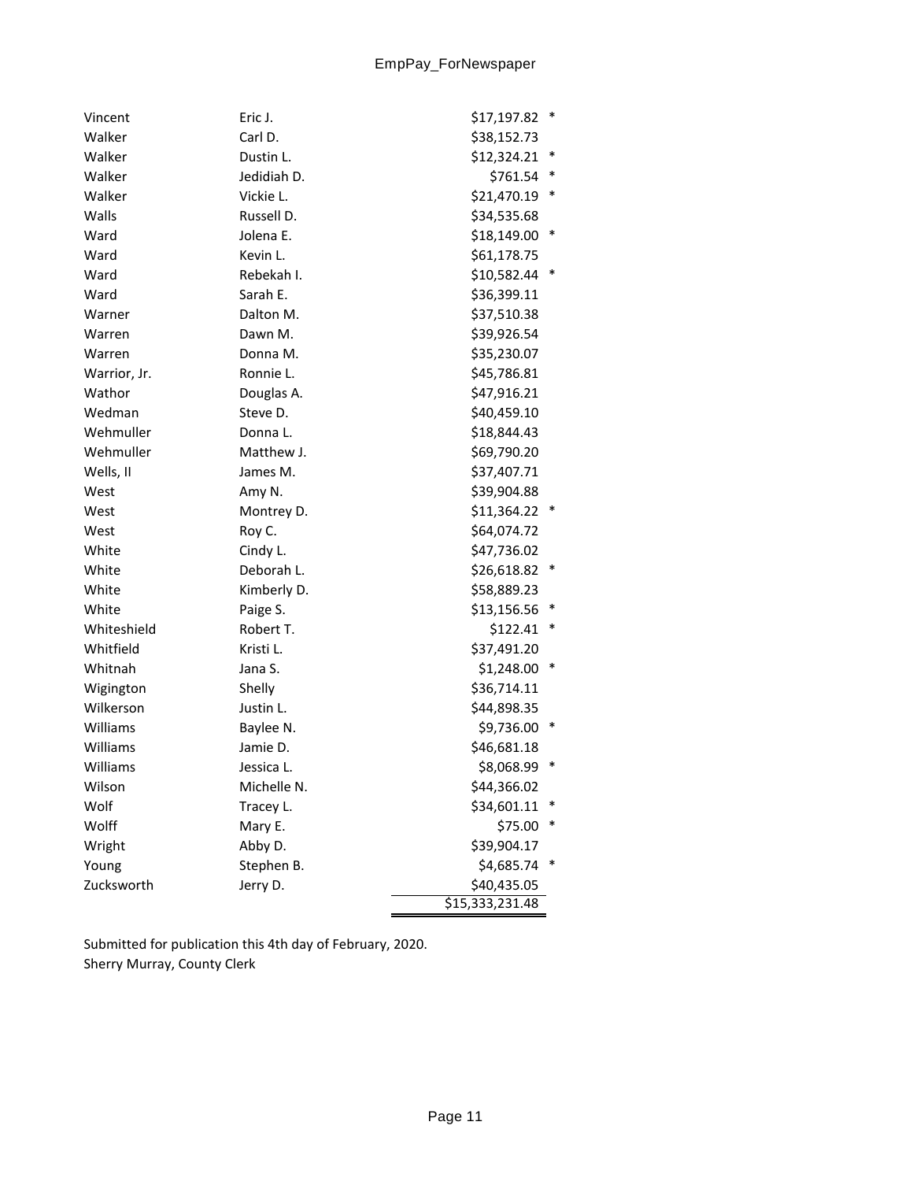| | | | |
|---|---|---|---|
| Vincent | Eric J. | $17,197.82 | * |
| Walker | Carl D. | $38,152.73 | |
| Walker | Dustin L. | $12,324.21 | * |
| Walker | Jedidiah D. | $761.54 | * |
| Walker | Vickie L. | $21,470.19 | * |
| Walls | Russell D. | $34,535.68 | |
| Ward | Jolena E. | $18,149.00 | * |
| Ward | Kevin L. | $61,178.75 | |
| Ward | Rebekah I. | $10,582.44 | * |
| Ward | Sarah E. | $36,399.11 | |
| Warner | Dalton M. | $37,510.38 | |
| Warren | Dawn M. | $39,926.54 | |
| Warren | Donna M. | $35,230.07 | |
| Warrior, Jr. | Ronnie L. | $45,786.81 | |
| Wathor | Douglas A. | $47,916.21 | |
| Wedman | Steve D. | $40,459.10 | |
| Wehmuller | Donna L. | $18,844.43 | |
| Wehmuller | Matthew J. | $69,790.20 | |
| Wells, II | James M. | $37,407.71 | |
| West | Amy N. | $39,904.88 | |
| West | Montrey D. | $11,364.22 | * |
| West | Roy C. | $64,074.72 | |
| White | Cindy L. | $47,736.02 | |
| White | Deborah L. | $26,618.82 | * |
| White | Kimberly D. | $58,889.23 | |
| White | Paige S. | $13,156.56 | * |
| Whiteshield | Robert T. | $122.41 | * |
| Whitfield | Kristi L. | $37,491.20 | |
| Whitnah | Jana S. | $1,248.00 | * |
| Wigington | Shelly | $36,714.11 | |
| Wilkerson | Justin L. | $44,898.35 | |
| Williams | Baylee N. | $9,736.00 | * |
| Williams | Jamie D. | $46,681.18 | |
| Williams | Jessica L. | $8,068.99 | * |
| Wilson | Michelle N. | $44,366.02 | |
| Wolf | Tracey L. | $34,601.11 | * |
| Wolff | Mary E. | $75.00 | * |
| Wright | Abby D. | $39,904.17 | |
| Young | Stephen B. | $4,685.74 | * |
| Zucksworth | Jerry D. | $40,435.05 | |
| | | $15,333,231.48 | |

Submitted for publication this 4th day of February, 2020.
Sherry Murray, County Clerk